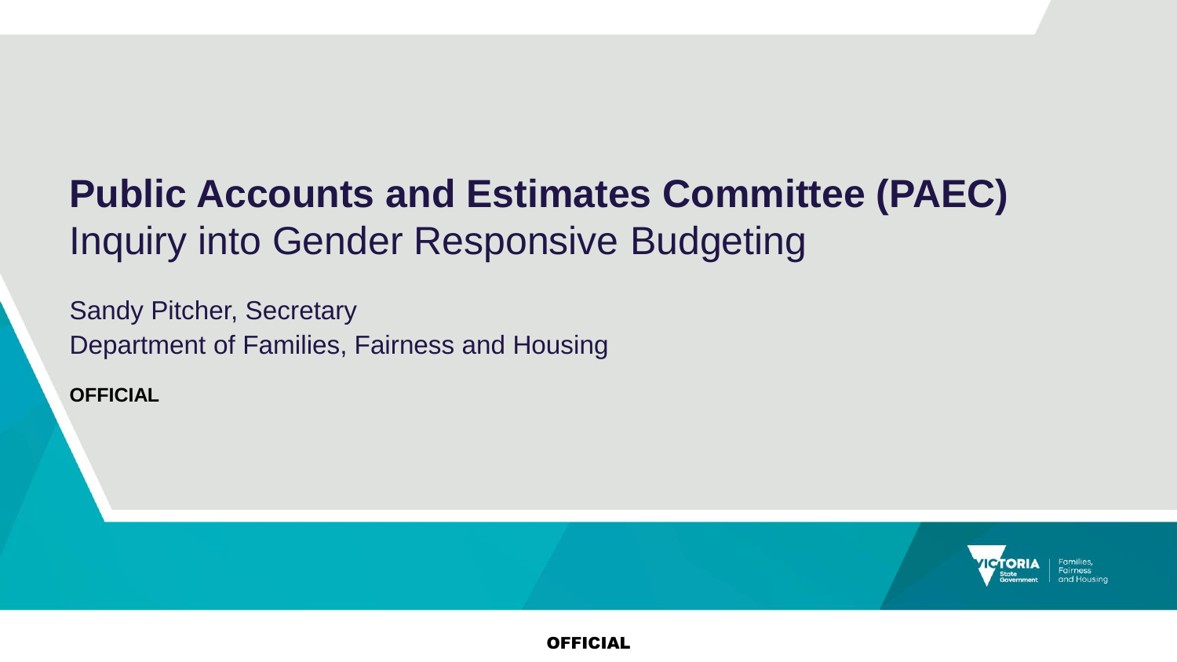# Public Accounts and Estimates Committee (PAEC)

## Inquiry into Gender Responsive Budgeting

Sandy Pitcher, Secretary

Department of Families, Fairness and Housing

**OFFICIAL**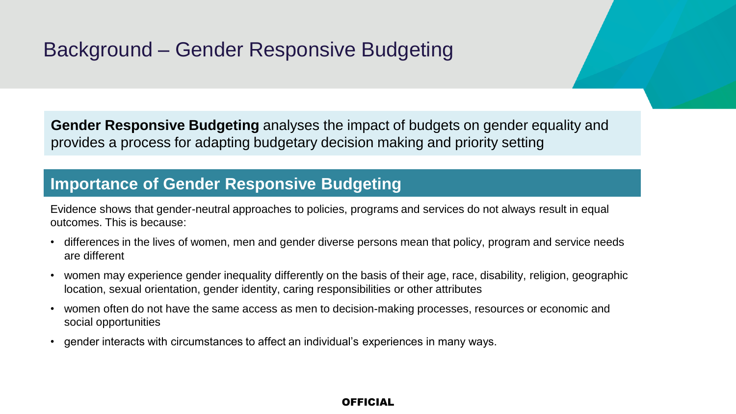# Background – Gender Responsive Budgeting

**Gender Responsive Budgeting** analyses the impact of budgets on gender equality and provides a process for adapting budgetary decision making and priority setting

## Importance of Gender Responsive Budgeting

Evidence shows that gender-neutral approaches to policies, programs and services do not always result in equal outcomes. This is because:

- differences in the lives of women, men and gender diverse persons mean that policy, program and service needs are different
- women may experience gender inequality differently on the basis of their age, race, disability, religion, geographic location, sexual orientation, gender identity, caring responsibilities or other attributes
- women often do not have the same access as men to decision-making processes, resources or economic and social opportunities
- gender interacts with circumstances to affect an individual's experiences in many ways.

**OFFICIAL**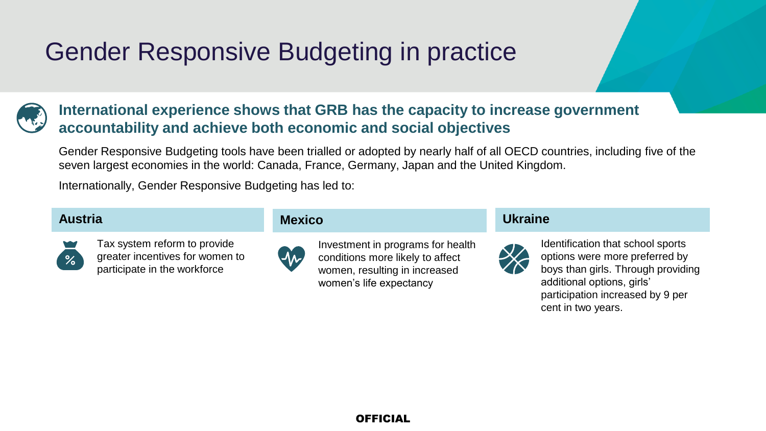# Gender Responsive Budgeting in practice

## International experience shows that GRB has the capacity to increase government accountability and achieve both economic and social objectives

Gender Responsive Budgeting tools have been trialled or adopted by nearly half of all OECD countries, including five of the seven largest economies in the world: Canada, France, Germany, Japan and the United Kingdom.

Internationally, Gender Responsive Budgeting has led to:

### Austria

Tax system reform to provide greater incentives for women to participate in the workforce

### Mexico

Investment in programs for health conditions more likely to affect women, resulting in increased women's life expectancy

### Ukraine

Identification that school sports options were more preferred by boys than girls. Through providing additional options, girls' participation increased by 9 per cent in two years.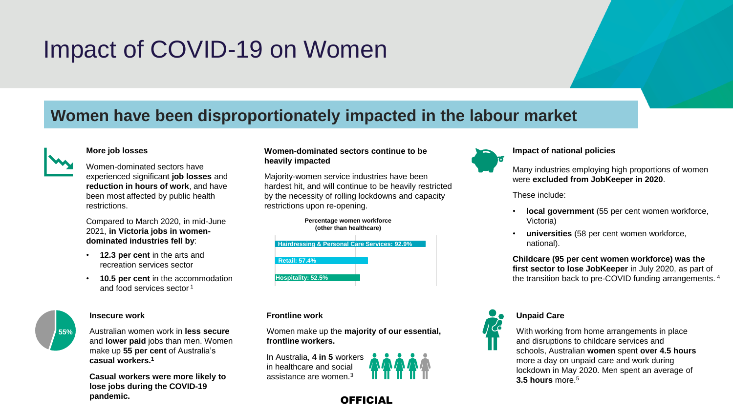# Impact of COVID-19 on Women

## Women have been disproportionately impacted in the labour market

### More job losses

Women-dominated sectors have experienced significant **job losses** and **reduction in hours of work**, and have been most affected by public health restrictions.

Compared to March 2020, in mid-June 2021, **in Victoria jobs in women-dominated industries fell by**:

- **12.3 per cent** in the arts and recreation services sector
- **10.5 per cent** in the accommodation and food services sector [1]

### Women-dominated sectors continue to be heavily impacted

Majority-women service industries have been hardest hit, and will continue to be heavily restricted by the necessity of rolling lockdowns and capacity restrictions upon re-opening.

**Percentage women workforce (other than healthcare)**

| Sector | Percentage |
| --- | --- |
| Hairdressing & Personal Care Services | 92.9% |
| Retail | 57.4% |
| Hospitality | 52.5% |

### Impact of national policies

Many industries employing high proportions of women were **excluded from JobKeeper in 2020**.

These include:

- **local government** (55 per cent women workforce, Victoria)
- **universities** (58 per cent women workforce, national).

**Childcare (95 per cent women workforce) was the first sector to lose JobKeeper** in July 2020, as part of the transition back to pre-COVID funding arrangements. [4]

### Insecure work

55%

Australian women work in **less secure** and **lower paid** jobs than men. Women make up **55 per cent** of Australia's **casual workers.**[1]

**Casual workers were more likely to lose jobs during the COVID-19 pandemic.**

### Frontline work

Women make up the **majority of our essential, frontline workers.**

In Australia, **4 in 5** workers in healthcare and social assistance are women.[3]

### Unpaid Care

With working from home arrangements in place and disruptions to childcare services and schools, Australian **women** spent **over 4.5 hours** more a day on unpaid care and work during lockdown in May 2020. Men spent an average of **3.5 hours** more.[5]

OFFICIAL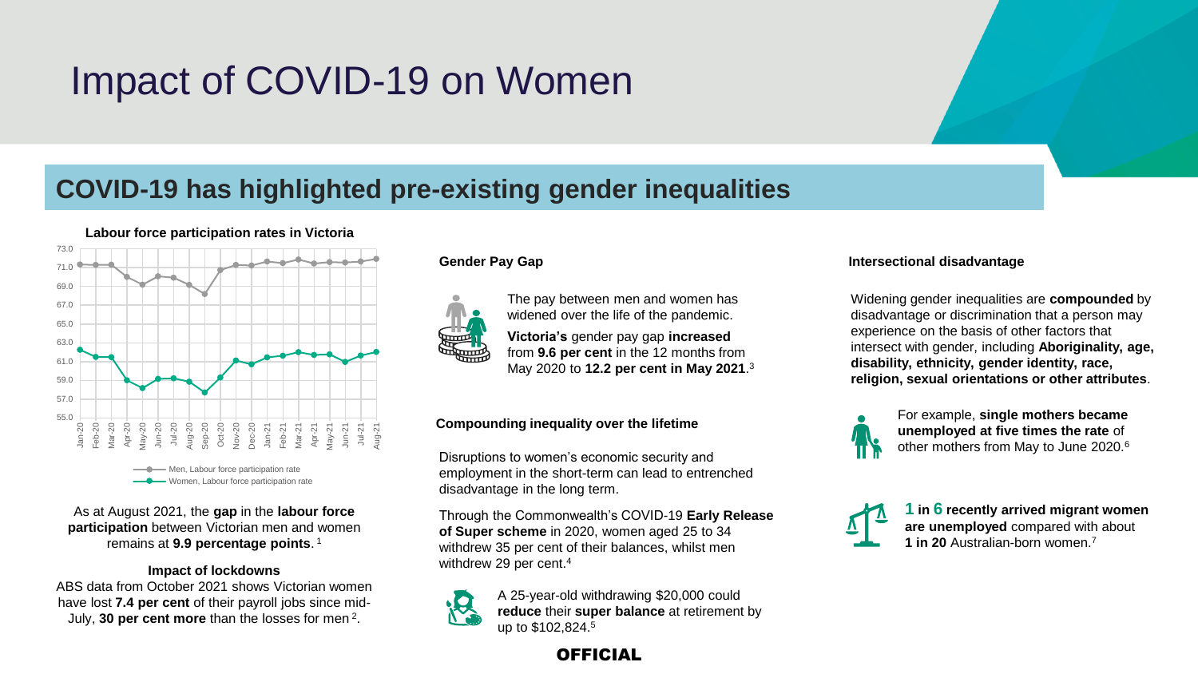# Impact of COVID-19 on Women

## COVID-19 has highlighted pre-existing gender inequalities

**Labour force participation rates in Victoria**

As at August 2021, the **gap** in the **labour force participation** between Victorian men and women remains at **9.9 percentage points**. [1]

### Impact of lockdowns

ABS data from October 2021 shows Victorian women have lost **7.4 per cent** of their payroll jobs since mid-July, **30 per cent more** than the losses for men [2].

### Gender Pay Gap

The pay between men and women has widened over the life of the pandemic.

**Victoria's** gender pay gap **increased** from **9.6 per cent** in the 12 months from May 2020 to **12.2 per cent in May 2021**.[3]

### Compounding inequality over the lifetime

Disruptions to women's economic security and employment in the short-term can lead to entrenched disadvantage in the long term.

Through the Commonwealth's COVID-19 **Early Release of Super scheme** in 2020, women aged 25 to 34 withdrew 35 per cent of their balances, whilst men withdrew 29 per cent.[4]

A 25-year-old withdrawing $20,000 could **reduce** their **super balance** at retirement by up to $102,824.[5]

### Intersectional disadvantage

Widening gender inequalities are **compounded** by disadvantage or discrimination that a person may experience on the basis of other factors that intersect with gender, including **Aboriginality, age, disability, ethnicity, gender identity, race, religion, sexual orientations or other attributes**.

For example, **single mothers became unemployed at five times the rate** of other mothers from May to June 2020.[6]

**1 in 6 recently arrived migrant women are unemployed** compared with about **1 in 20** Australian-born women.[7]

OFFICIAL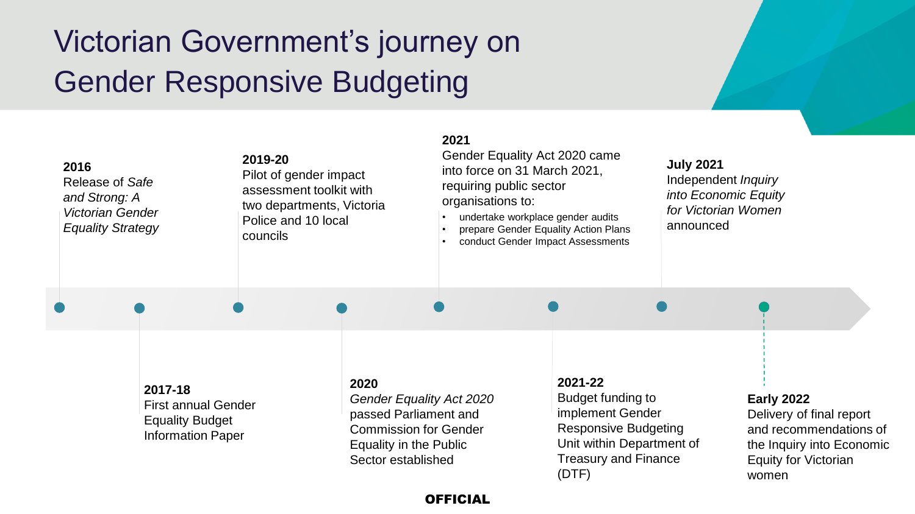# Victorian Government's journey on Gender Responsive Budgeting

**2016**
Release of *Safe and Strong: A Victorian Gender Equality Strategy*

**2017-18**
First annual Gender Equality Budget Information Paper

**2019-20**
Pilot of gender impact assessment toolkit with two departments, Victoria Police and 10 local councils

**2020**
*Gender Equality Act 2020* passed Parliament and Commission for Gender Equality in the Public Sector established

**2021**
Gender Equality Act 2020 came into force on 31 March 2021, requiring public sector organisations to:

- undertake workplace gender audits
- prepare Gender Equality Action Plans
- conduct Gender Impact Assessments

**2021-22**
Budget funding to implement Gender Responsive Budgeting Unit within Department of Treasury and Finance (DTF)

**July 2021**
Independent *Inquiry into Economic Equity for Victorian Women* announced

**Early 2022**
Delivery of final report and recommendations of the Inquiry into Economic Equity for Victorian women

**OFFICIAL**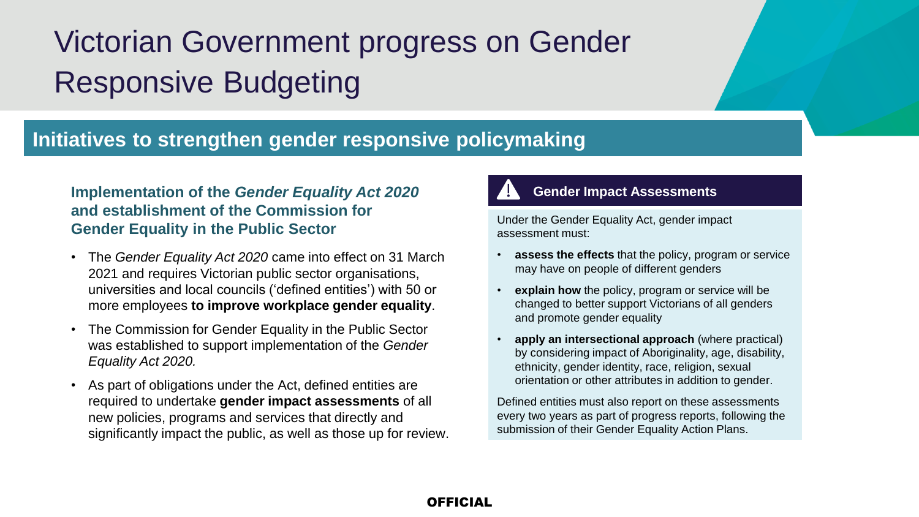# Victorian Government progress on Gender Responsive Budgeting

## Initiatives to strengthen gender responsive policymaking

### Implementation of the *Gender Equality Act 2020* and establishment of the Commission for Gender Equality in the Public Sector

- The *Gender Equality Act 2020* came into effect on 31 March 2021 and requires Victorian public sector organisations, universities and local councils ('defined entities') with 50 or more employees **to improve workplace gender equality**.
- The Commission for Gender Equality in the Public Sector was established to support implementation of the *Gender Equality Act 2020.*
- As part of obligations under the Act, defined entities are required to undertake **gender impact assessments** of all new policies, programs and services that directly and significantly impact the public, as well as those up for review.

### Gender Impact Assessments

Under the Gender Equality Act, gender impact assessment must:

- **assess the effects** that the policy, program or service may have on people of different genders
- **explain how** the policy, program or service will be changed to better support Victorians of all genders and promote gender equality
- **apply an intersectional approach** (where practical) by considering impact of Aboriginality, age, disability, ethnicity, gender identity, race, religion, sexual orientation or other attributes in addition to gender.

Defined entities must also report on these assessments every two years as part of progress reports, following the submission of their Gender Equality Action Plans.

OFFICIAL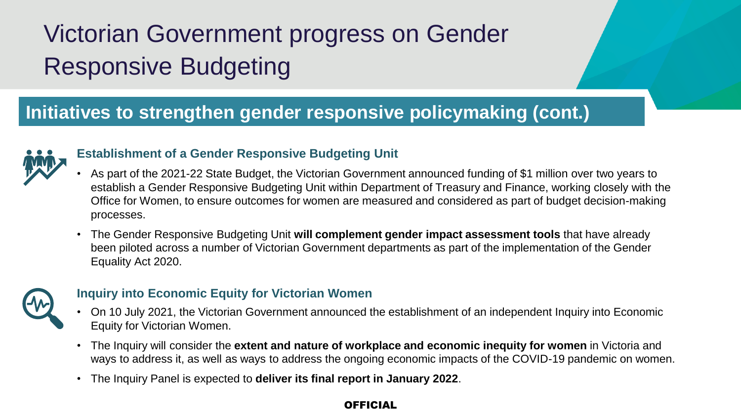# Victorian Government progress on Gender Responsive Budgeting

## Initiatives to strengthen gender responsive policymaking (cont.)

### Establishment of a Gender Responsive Budgeting Unit

- As part of the 2021-22 State Budget, the Victorian Government announced funding of $1 million over two years to establish a Gender Responsive Budgeting Unit within Department of Treasury and Finance, working closely with the Office for Women, to ensure outcomes for women are measured and considered as part of budget decision-making processes.
- The Gender Responsive Budgeting Unit **will complement gender impact assessment tools** that have already been piloted across a number of Victorian Government departments as part of the implementation of the Gender Equality Act 2020.

### Inquiry into Economic Equity for Victorian Women

- On 10 July 2021, the Victorian Government announced the establishment of an independent Inquiry into Economic Equity for Victorian Women.
- The Inquiry will consider the **extent and nature of workplace and economic inequity for women** in Victoria and ways to address it, as well as ways to address the ongoing economic impacts of the COVID-19 pandemic on women.
- The Inquiry Panel is expected to **deliver its final report in January 2022**.

**OFFICIAL**